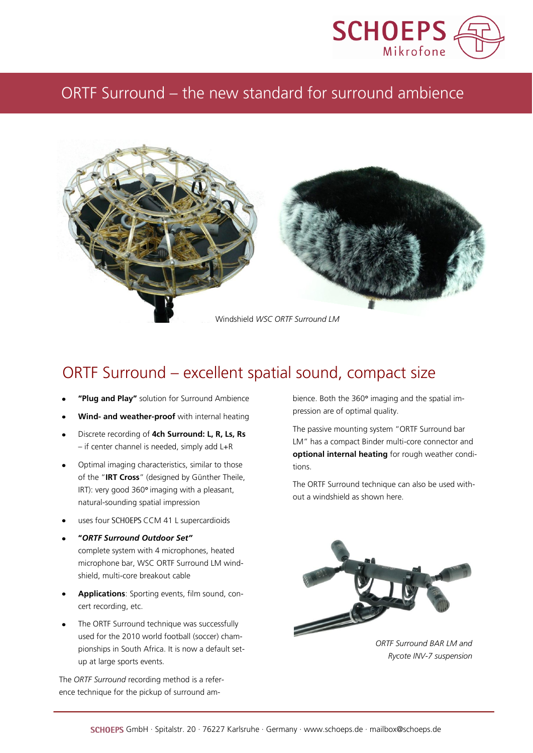SCHOEPS Mikrofone

# ORTF Surround – the new standard for surround ambience

Windshield *WSC ORTF Surround LM*

## ORTF Surround – excellent spatial sound, compact size

- **"Plug and Play"** solution for Surround Ambience
- **Wind- and weather-proof** with internal heating
- Discrete recording of **4ch Surround: L, R, Ls, Rs** – if center channel is needed, simply add L+R
- Optimal imaging characteristics, similar to those of the "**IRT Cross**" (designed by Günther Theile, IRT): very good 360° imaging with a pleasant, natural-sounding spatial impression
- uses four SCHOEPS CCM 41 L supercardioids
- **"*ORTF Surround Outdoor Set*"** complete system with 4 microphones, heated microphone bar, WSC ORTF Surround LM windshield, multi-core breakout cable
- **Applications**: Sporting events, film sound, concert recording, etc.
- The ORTF Surround technique was successfully used for the 2010 world football (soccer) championships in South Africa. It is now a default setup at large sports events.

The *ORTF Surround* recording method is a reference technique for the pickup of surround ambience. Both the 360° imaging and the spatial impression are of optimal quality.

The passive mounting system "ORTF Surround bar LM" has a compact Binder multi-core connector and **optional internal heating** for rough weather conditions.

The ORTF Surround technique can also be used without a windshield as shown here.

*ORTF Surround BAR LM and Rycote INV-7 suspension*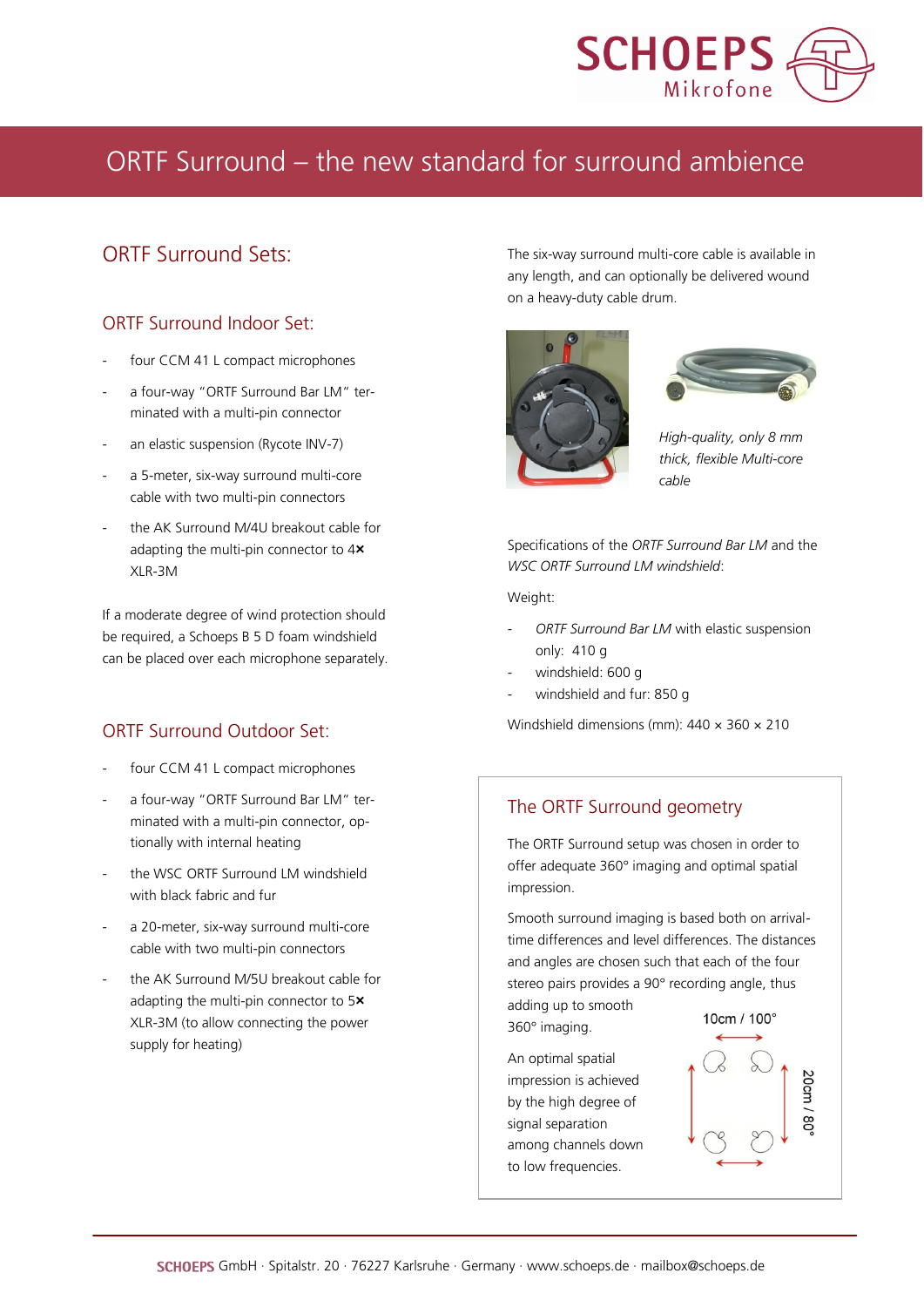# ORTF Surround – the new standard for surround ambience

## ORTF Surround Sets:

### ORTF Surround Indoor Set:

- four CCM 41 L compact microphones
- a four-way "ORTF Surround Bar LM" terminated with a multi-pin connector
- an elastic suspension (Rycote INV-7)
- a 5-meter, six-way surround multi-core cable with two multi-pin connectors
- the AK Surround M/4U breakout cable for adapting the multi-pin connector to 4× XLR-3M

If a moderate degree of wind protection should be required, a Schoeps B 5 D foam windshield can be placed over each microphone separately.

### ORTF Surround Outdoor Set:

- four CCM 41 L compact microphones
- a four-way "ORTF Surround Bar LM" terminated with a multi-pin connector, optionally with internal heating
- the WSC ORTF Surround LM windshield with black fabric and fur
- a 20-meter, six-way surround multi-core cable with two multi-pin connectors
- the AK Surround M/5U breakout cable for adapting the multi-pin connector to 5× XLR-3M (to allow connecting the power supply for heating)

The six-way surround multi-core cable is available in any length, and can optionally be delivered wound on a heavy-duty cable drum.

*High-quality, only 8 mm thick, flexible Multi-core cable*

Specifications of the *ORTF Surround Bar LM* and the *WSC ORTF Surround LM windshield*:

Weight:

- *ORTF Surround Bar LM* with elastic suspension only: 410 g
- windshield: 600 g
- windshield and fur: 850 g

Windshield dimensions (mm): 440 × 360 × 210

### The ORTF Surround geometry

The ORTF Surround setup was chosen in order to offer adequate 360° imaging and optimal spatial impression.

Smooth surround imaging is based both on arrival-time differences and level differences. The distances and angles are chosen such that each of the four stereo pairs provides a 90° recording angle, thus adding up to smooth 360° imaging.

An optimal spatial impression is achieved by the high degree of signal separation among channels down to low frequencies.

10cm / 100°

20cm / 80°